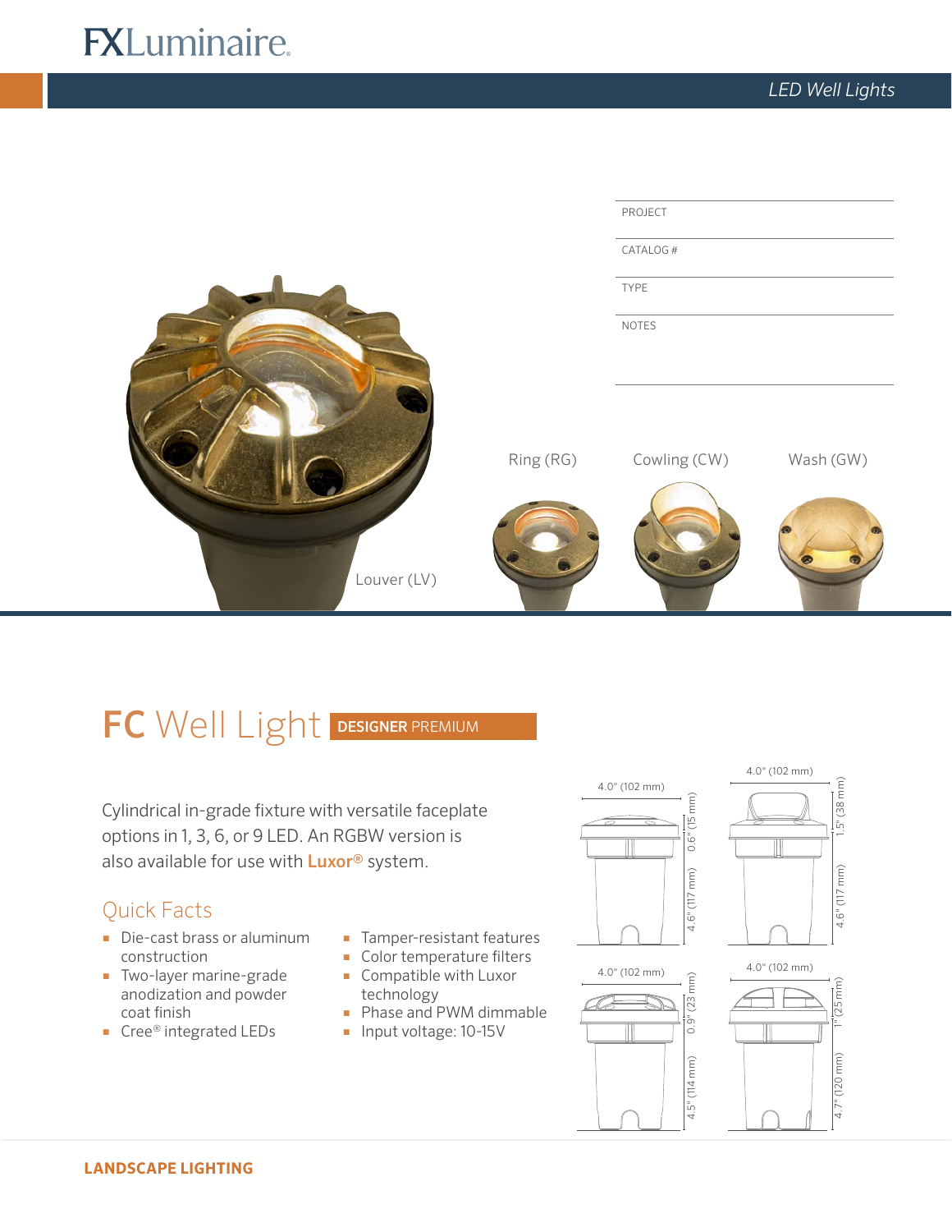FXLuminaire

*LED Well Lights*

| PROJECT |
|---|
| CATALOG # |
| TYPE |
| NOTES |

Louver (LV)

Ring (RG)

Cowling (CW)

Wash (GW)

# FC Well Light DESIGNER PREMIUM

Cylindrical in-grade fixture with versatile faceplate options in 1, 3, 6, or 9 LED. An RGBW version is also available for use with **Luxor®** system.

## Quick Facts

- Die-cast brass or aluminum construction
- Two-layer marine-grade anodization and powder coat finish
- Cree® integrated LEDs
- Tamper-resistant features
- Color temperature filters
- Compatible with Luxor technology
- Phase and PWM dimmable
- Input voltage: 10-15V

4.0" (102 mm) | 0.6" (15 mm) | 4.6" (117 mm)

4.0" (102 mm) | 1.5" (38 mm) | 4.6" (117 mm)

4.0" (102 mm) | 0.9" (23 mm) | 4.5" (114 mm)

4.0" (102 mm) | 1" (25 mm) | 4.7" (120 mm)

**LANDSCAPE LIGHTING**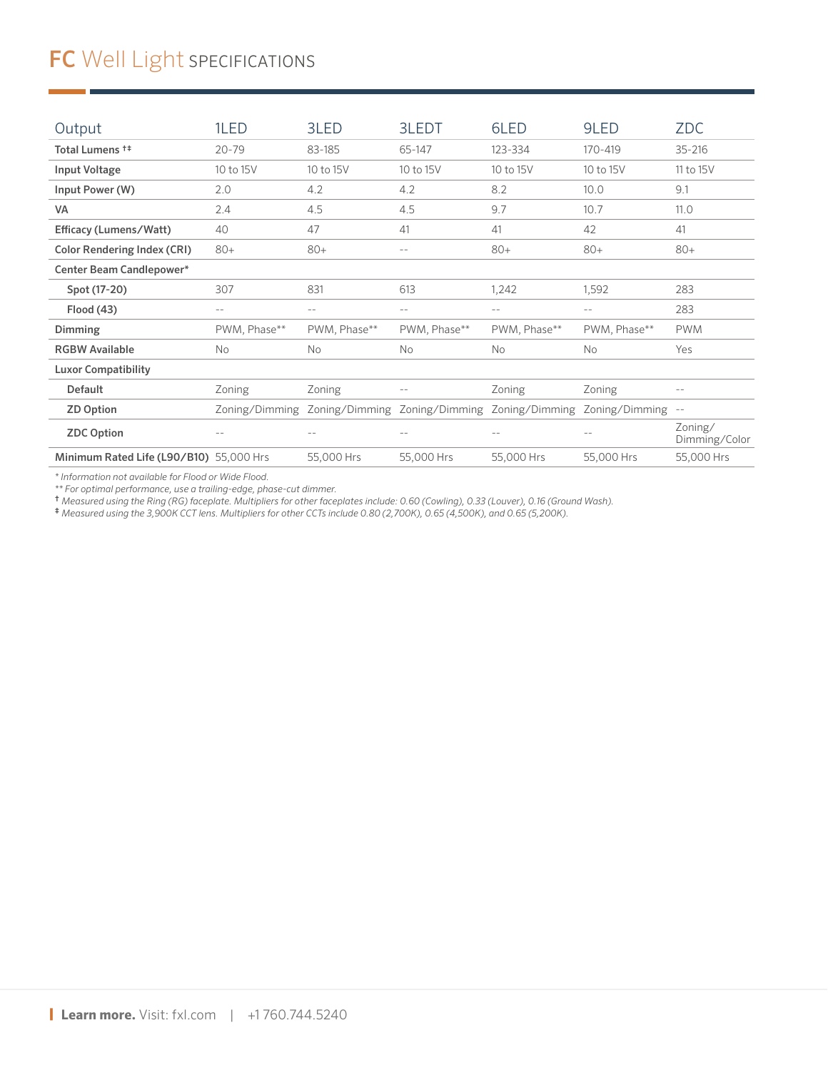# FC Well Light SPECIFICATIONS

| Output | 1LED | 3LED | 3LEDT | 6LED | 9LED | ZDC |
|---|---|---|---|---|---|---|
| **Total Lumens †‡** | 20-79 | 83-185 | 65-147 | 123-334 | 170-419 | 35-216 |
| **Input Voltage** | 10 to 15V | 10 to 15V | 10 to 15V | 10 to 15V | 10 to 15V | 11 to 15V |
| **Input Power (W)** | 2.0 | 4.2 | 4.2 | 8.2 | 10.0 | 9.1 |
| **VA** | 2.4 | 4.5 | 4.5 | 9.7 | 10.7 | 11.0 |
| **Efficacy (Lumens/Watt)** | 40 | 47 | 41 | 41 | 42 | 41 |
| **Color Rendering Index (CRI)** | 80+ | 80+ | -- | 80+ | 80+ | 80+ |
| **Center Beam Candlepower*** | | | | | | |
| **Spot (17-20)** | 307 | 831 | 613 | 1,242 | 1,592 | 283 |
| **Flood (43)** | -- | -- | -- | -- | -- | 283 |
| **Dimming** | PWM, Phase** | PWM, Phase** | PWM, Phase** | PWM, Phase** | PWM, Phase** | PWM |
| **RGBW Available** | No | No | No | No | No | Yes |
| **Luxor Compatibility** | | | | | | |
| **Default** | Zoning | Zoning | -- | Zoning | Zoning | -- |
| **ZD Option** | Zoning/Dimming | Zoning/Dimming | Zoning/Dimming | Zoning/Dimming | Zoning/Dimming | -- |
| **ZDC Option** | -- | -- | -- | -- | -- | Zoning/ Dimming/Color |
| **Minimum Rated Life (L90/B10)** | 55,000 Hrs | 55,000 Hrs | 55,000 Hrs | 55,000 Hrs | 55,000 Hrs | 55,000 Hrs |

*\* Information not available for Flood or Wide Flood.*
*\*\* For optimal performance, use a trailing-edge, phase-cut dimmer.*
*† Measured using the Ring (RG) faceplate. Multipliers for other faceplates include: 0.60 (Cowling), 0.33 (Louver), 0.16 (Ground Wash).*
*‡ Measured using the 3,900K CCT lens. Multipliers for other CCTs include 0.80 (2,700K), 0.65 (4,500K), and 0.65 (5,200K).*

**Learn more.** Visit: fxl.com | +1 760.744.5240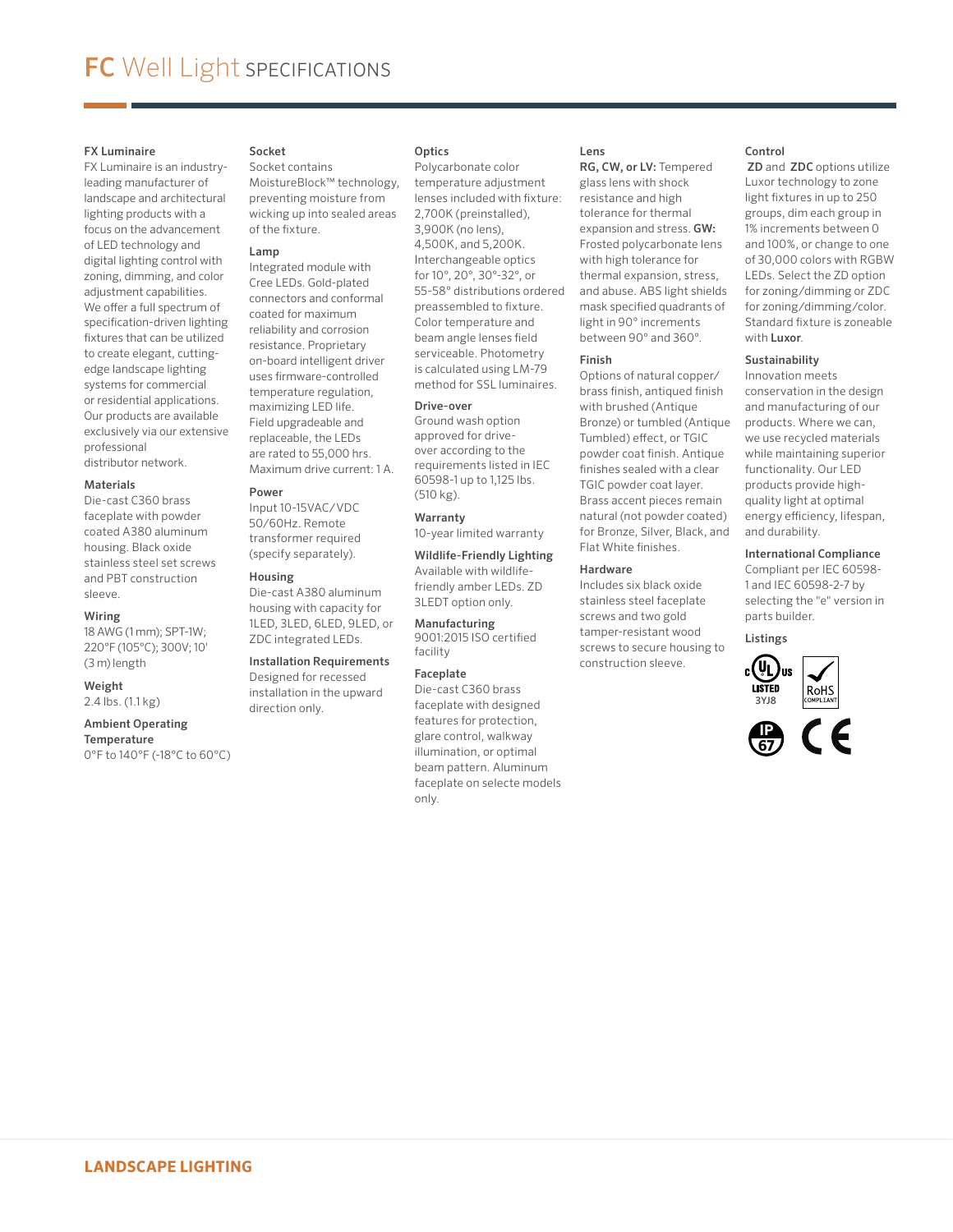# FC Well Light SPECIFICATIONS

### FX Luminaire
FX Luminaire is an industry-leading manufacturer of landscape and architectural lighting products with a focus on the advancement of LED technology and digital lighting control with zoning, dimming, and color adjustment capabilities. We offer a full spectrum of specification-driven lighting fixtures that can be utilized to create elegant, cutting-edge landscape lighting systems for commercial or residential applications. Our products are available exclusively via our extensive professional distributor network.

### Materials
Die-cast C360 brass faceplate with powder coated A380 aluminum housing. Black oxide stainless steel set screws and PBT construction sleeve.

### Wiring
18 AWG (1 mm); SPT-1W; 220°F (105°C); 300V; 10' (3 m) length

### Weight
2.4 lbs. (1.1 kg)

### Ambient Operating Temperature
0°F to 140°F (-18°C to 60°C)

### Socket
Socket contains MoistureBlock™ technology, preventing moisture from wicking up into sealed areas of the fixture.

### Lamp
Integrated module with Cree LEDs. Gold-plated connectors and conformal coated for maximum reliability and corrosion resistance. Proprietary on-board intelligent driver uses firmware-controlled temperature regulation, maximizing LED life. Field upgradeable and replaceable, the LEDs are rated to 55,000 hrs. Maximum drive current: 1 A.

### Power
Input 10-15VAC/VDC 50/60Hz. Remote transformer required (specify separately).

### Housing
Die-cast A380 aluminum housing with capacity for 1LED, 3LED, 6LED, 9LED, or ZDC integrated LEDs.

### Installation Requirements
Designed for recessed installation in the upward direction only.

### Optics
Polycarbonate color temperature adjustment lenses included with fixture: 2,700K (preinstalled), 3,900K (no lens), 4,500K, and 5,200K. Interchangeable optics for 10°, 20°, 30°-32°, or 55-58° distributions ordered preassembled to fixture. Color temperature and beam angle lenses field serviceable. Photometry is calculated using LM-79 method for SSL luminaires.

### Drive-over
Ground wash option approved for drive-over according to the requirements listed in IEC 60598-1 up to 1,125 lbs. (510 kg).

### Warranty
10-year limited warranty

### Wildlife-Friendly Lighting
Available with wildlife-friendly amber LEDs. ZD 3LEDT option only.

### Manufacturing
9001:2015 ISO certified facility

### Faceplate
Die-cast C360 brass faceplate with designed features for protection, glare control, walkway illumination, or optimal beam pattern. Aluminum faceplate on selecte models only.

### Lens
**RG, CW, or LV:** Tempered glass lens with shock resistance and high tolerance for thermal expansion and stress. **GW:** Frosted polycarbonate lens with high tolerance for thermal expansion, stress, and abuse. ABS light shields mask specified quadrants of light in 90° increments between 90° and 360°.

### Finish
Options of natural copper/brass finish, antiqued finish with brushed (Antique Bronze) or tumbled (Antique Tumbled) effect, or TGIC powder coat finish. Antique finishes sealed with a clear TGIC powder coat layer. Brass accent pieces remain natural (not powder coated) for Bronze, Silver, Black, and Flat White finishes.

### Hardware
Includes six black oxide stainless steel faceplate screws and two gold tamper-resistant wood screws to secure housing to construction sleeve.

### Control
**ZD** and **ZDC** options utilize Luxor technology to zone light fixtures in up to 250 groups, dim each group in 1% increments between 0 and 100%, or change to one of 30,000 colors with RGBW LEDs. Select the ZD option for zoning/dimming or ZDC for zoning/dimming/color. Standard fixture is zoneable with **Luxor**.

### Sustainability
Innovation meets conservation in the design and manufacturing of our products. Where we can, we use recycled materials while maintaining superior functionality. Our LED products provide high-quality light at optimal energy efficiency, lifespan, and durability.

### International Compliance
Compliant per IEC 60598-1 and IEC 60598-2-7 by selecting the "e" version in parts builder.

### Listings
c UL us LISTED 3YJ8, RoHS COMPLIANT, IP 67, CE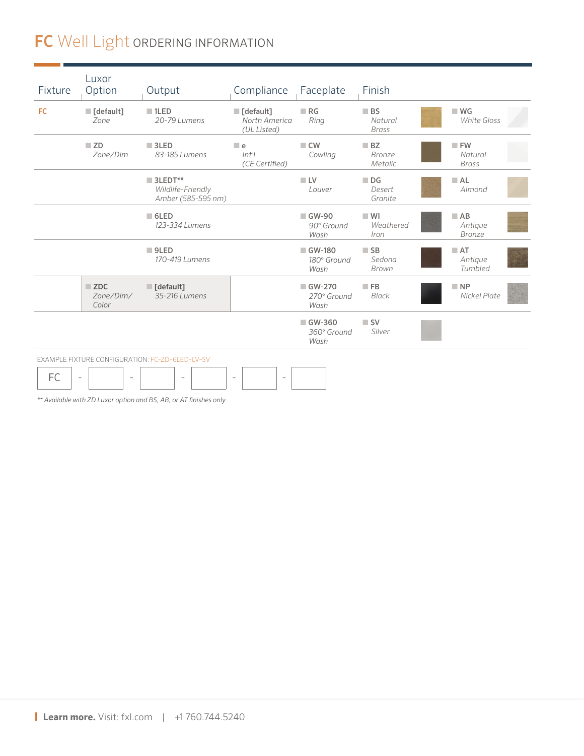# FC Well Light ORDERING INFORMATION

| Fixture | Luxor Option | Output | Compliance | Faceplate | Finish | |
|---|---|---|---|---|---|---|
| FC | **[default]** *Zone* | **1LED** *20-79 Lumens* | **[default]** *North America (UL Listed)* | **RG** *Ring* | **BS** *Natural Brass* | **WG** *White Gloss* |
| | **ZD** *Zone/Dim* | **3LED** *83-185 Lumens* | **e** *Int'l (CE Certified)* | **CW** *Cowling* | **BZ** *Bronze Metalic* | **FW** *Natural Brass* |
| | | **3LEDT**** *Wildlife-Friendly Amber (585-595 nm)* | | **LV** *Louver* | **DG** *Desert Granite* | **AL** *Almond* |
| | | **6LED** *123-334 Lumens* | | **GW-90** *90° Ground Wash* | **WI** *Weathered Iron* | **AB** *Antique Bronze* |
| | | **9LED** *170-419 Lumens* | | **GW-180** *180° Ground Wash* | **SB** *Sedona Brown* | **AT** *Antique Tumbled* |
| | **ZDC** *Zone/Dim/Color* | **[default]** *35-216 Lumens* | | **GW-270** *270° Ground Wash* | **FB** *Black* | **NP** *Nickel Plate* |
| | | | | **GW-360** *360° Ground Wash* | **SV** *Silver* | |

EXAMPLE FIXTURE CONFIGURATION: FC-ZD-6LED-LV-SV

FC - ____ - ____ - ____ - ____ - ____

*** Available with ZD Luxor option and BS, AB, or AT finishes only.*

**Learn more.** Visit: fxl.com | +1 760.744.5240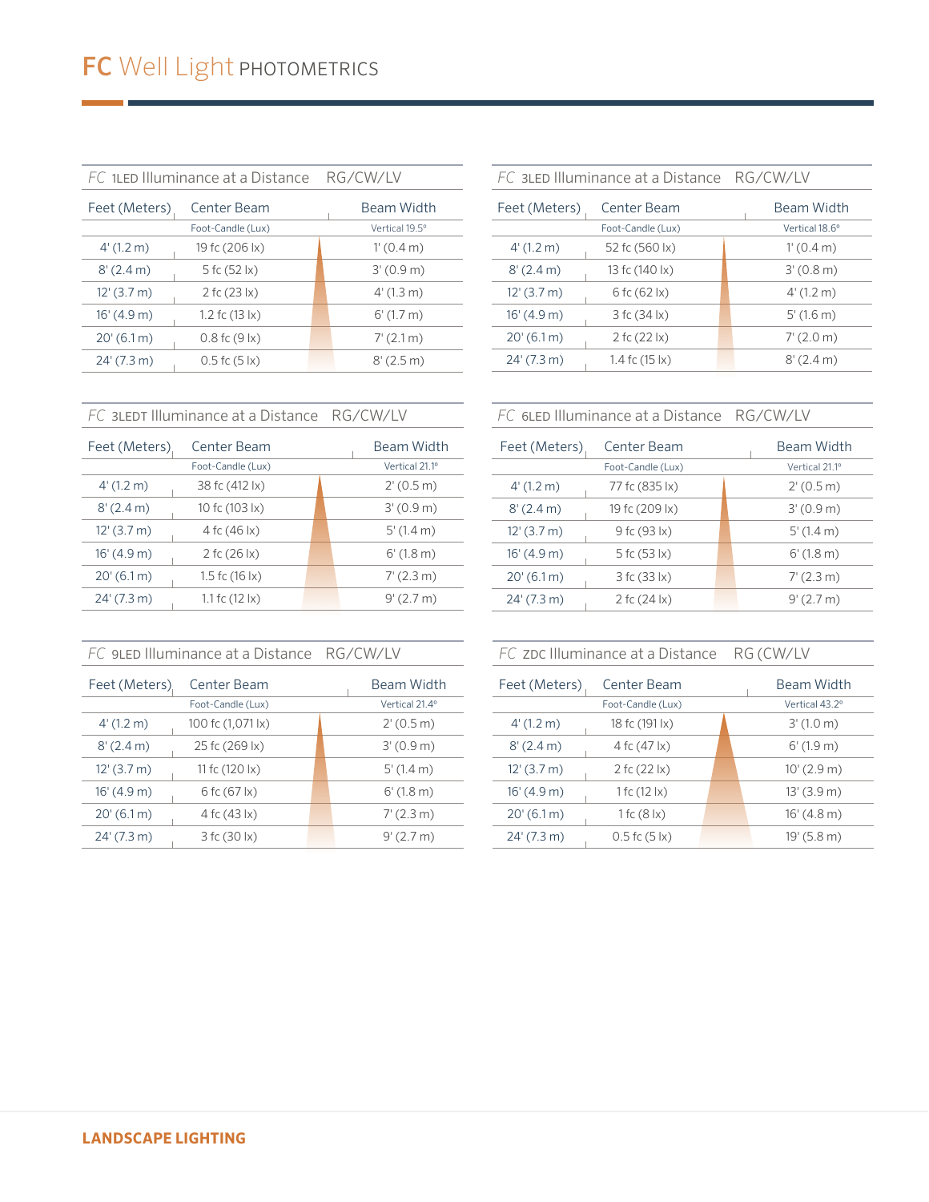# FC Well Light PHOTOMETRICS

### FC 1LED Illuminance at a Distance RG/CW/LV

| Feet (Meters) | Center Beam | Beam Width |
|---|---|---|
| | Foot-Candle (Lux) | Vertical 19.5° |
| 4' (1.2 m) | 19 fc (206 lx) | 1' (0.4 m) |
| 8' (2.4 m) | 5 fc (52 lx) | 3' (0.9 m) |
| 12' (3.7 m) | 2 fc (23 lx) | 4' (1.3 m) |
| 16' (4.9 m) | 1.2 fc (13 lx) | 6' (1.7 m) |
| 20' (6.1 m) | 0.8 fc (9 lx) | 7' (2.1 m) |
| 24' (7.3 m) | 0.5 fc (5 lx) | 8' (2.5 m) |

### FC 3LED Illuminance at a Distance RG/CW/LV

| Feet (Meters) | Center Beam | Beam Width |
|---|---|---|
| | Foot-Candle (Lux) | Vertical 18.6° |
| 4' (1.2 m) | 52 fc (560 lx) | 1' (0.4 m) |
| 8' (2.4 m) | 13 fc (140 lx) | 3' (0.8 m) |
| 12' (3.7 m) | 6 fc (62 lx) | 4' (1.2 m) |
| 16' (4.9 m) | 3 fc (34 lx) | 5' (1.6 m) |
| 20' (6.1 m) | 2 fc (22 lx) | 7' (2.0 m) |
| 24' (7.3 m) | 1.4 fc (15 lx) | 8' (2.4 m) |

### FC 3LEDT Illuminance at a Distance RG/CW/LV

| Feet (Meters) | Center Beam | Beam Width |
|---|---|---|
| | Foot-Candle (Lux) | Vertical 21.1° |
| 4' (1.2 m) | 38 fc (412 lx) | 2' (0.5 m) |
| 8' (2.4 m) | 10 fc (103 lx) | 3' (0.9 m) |
| 12' (3.7 m) | 4 fc (46 lx) | 5' (1.4 m) |
| 16' (4.9 m) | 2 fc (26 lx) | 6' (1.8 m) |
| 20' (6.1 m) | 1.5 fc (16 lx) | 7' (2.3 m) |
| 24' (7.3 m) | 1.1 fc (12 lx) | 9' (2.7 m) |

### FC 6LED Illuminance at a Distance RG/CW/LV

| Feet (Meters) | Center Beam | Beam Width |
|---|---|---|
| | Foot-Candle (Lux) | Vertical 21.1° |
| 4' (1.2 m) | 77 fc (835 lx) | 2' (0.5 m) |
| 8' (2.4 m) | 19 fc (209 lx) | 3' (0.9 m) |
| 12' (3.7 m) | 9 fc (93 lx) | 5' (1.4 m) |
| 16' (4.9 m) | 5 fc (53 lx) | 6' (1.8 m) |
| 20' (6.1 m) | 3 fc (33 lx) | 7' (2.3 m) |
| 24' (7.3 m) | 2 fc (24 lx) | 9' (2.7 m) |

### FC 9LED Illuminance at a Distance RG/CW/LV

| Feet (Meters) | Center Beam | Beam Width |
|---|---|---|
| | Foot-Candle (Lux) | Vertical 21.4° |
| 4' (1.2 m) | 100 fc (1,071 lx) | 2' (0.5 m) |
| 8' (2.4 m) | 25 fc (269 lx) | 3' (0.9 m) |
| 12' (3.7 m) | 11 fc (120 lx) | 5' (1.4 m) |
| 16' (4.9 m) | 6 fc (67 lx) | 6' (1.8 m) |
| 20' (6.1 m) | 4 fc (43 lx) | 7' (2.3 m) |
| 24' (7.3 m) | 3 fc (30 lx) | 9' (2.7 m) |

### FC ZDC Illuminance at a Distance RG (CW/LV

| Feet (Meters) | Center Beam | Beam Width |
|---|---|---|
| | Foot-Candle (Lux) | Vertical 43.2° |
| 4' (1.2 m) | 18 fc (191 lx) | 3' (1.0 m) |
| 8' (2.4 m) | 4 fc (47 lx) | 6' (1.9 m) |
| 12' (3.7 m) | 2 fc (22 lx) | 10' (2.9 m) |
| 16' (4.9 m) | 1 fc (12 lx) | 13' (3.9 m) |
| 20' (6.1 m) | 1 fc (8 lx) | 16' (4.8 m) |
| 24' (7.3 m) | 0.5 fc (5 lx) | 19' (5.8 m) |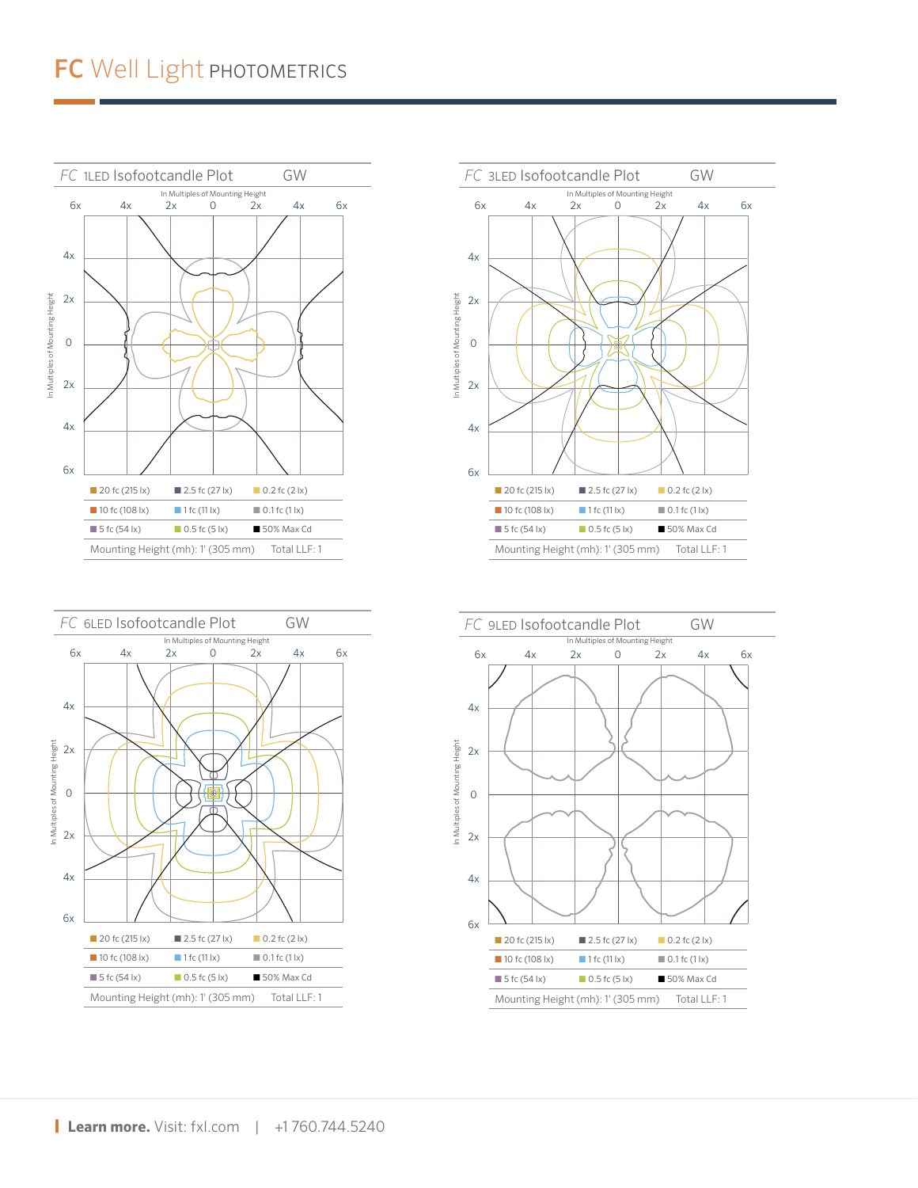# FC Well Light PHOTOMETRICS

## FC 1LED Isofootcandle Plot GW

In Multiples of Mounting Height

| | | |
|---|---|---|
| 20 fc (215 lx) | 2.5 fc (27 lx) | 0.2 fc (2 lx) |
| 10 fc (108 lx) | 1 fc (11 lx) | 0.1 fc (1 lx) |
| 5 fc (54 lx) | 0.5 fc (5 lx) | 50% Max Cd |

Mounting Height (mh): 1' (305 mm) Total LLF: 1

## FC 3LED Isofootcandle Plot GW

In Multiples of Mounting Height

| | | |
|---|---|---|
| 20 fc (215 lx) | 2.5 fc (27 lx) | 0.2 fc (2 lx) |
| 10 fc (108 lx) | 1 fc (11 lx) | 0.1 fc (1 lx) |
| 5 fc (54 lx) | 0.5 fc (5 lx) | 50% Max Cd |

Mounting Height (mh): 1' (305 mm) Total LLF: 1

## FC 6LED Isofootcandle Plot GW

In Multiples of Mounting Height

| | | |
|---|---|---|
| 20 fc (215 lx) | 2.5 fc (27 lx) | 0.2 fc (2 lx) |
| 10 fc (108 lx) | 1 fc (11 lx) | 0.1 fc (1 lx) |
| 5 fc (54 lx) | 0.5 fc (5 lx) | 50% Max Cd |

Mounting Height (mh): 1' (305 mm) Total LLF: 1

## FC 9LED Isofootcandle Plot GW

In Multiples of Mounting Height

| | | |
|---|---|---|
| 20 fc (215 lx) | 2.5 fc (27 lx) | 0.2 fc (2 lx) |
| 10 fc (108 lx) | 1 fc (11 lx) | 0.1 fc (1 lx) |
| 5 fc (54 lx) | 0.5 fc (5 lx) | 50% Max Cd |

Mounting Height (mh): 1' (305 mm) Total LLF: 1

**Learn more.** Visit: fxl.com | +1 760.744.5240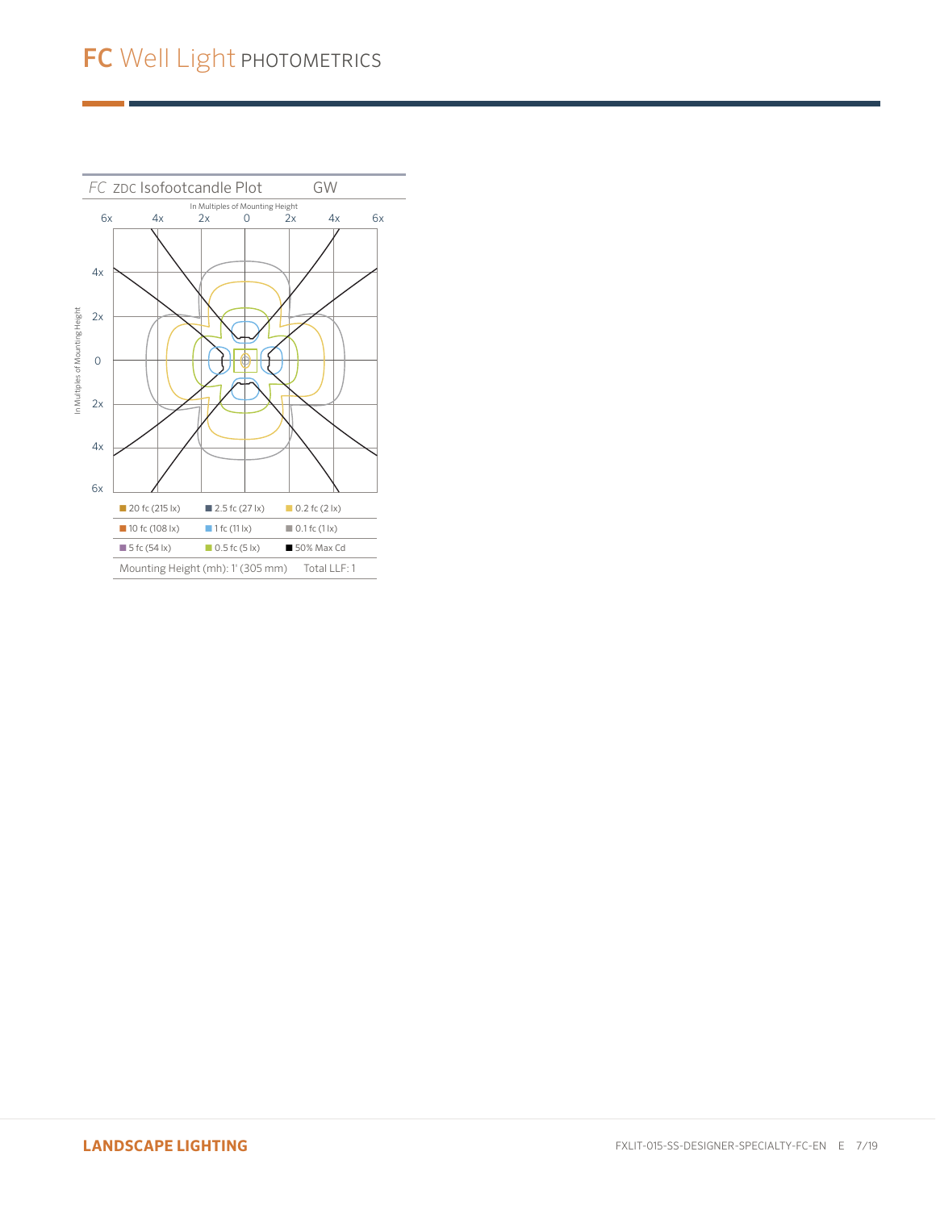# FC Well Light PHOTOMETRICS

*FC* ZDC Isofootcandle Plot GW

In Multiples of Mounting Height

6x 4x 2x 0 2x 4x 6x

In Multiples of Mounting Height

4x 2x 0 2x 4x 6x

20 fc (215 lx)
2.5 fc (27 lx)
0.2 fc (2 lx)
10 fc (108 lx)
1 fc (11 lx)
0.1 fc (1 lx)
5 fc (54 lx)
0.5 fc (5 lx)
50% Max Cd

Mounting Height (mh): 1' (305 mm) Total LLF: 1